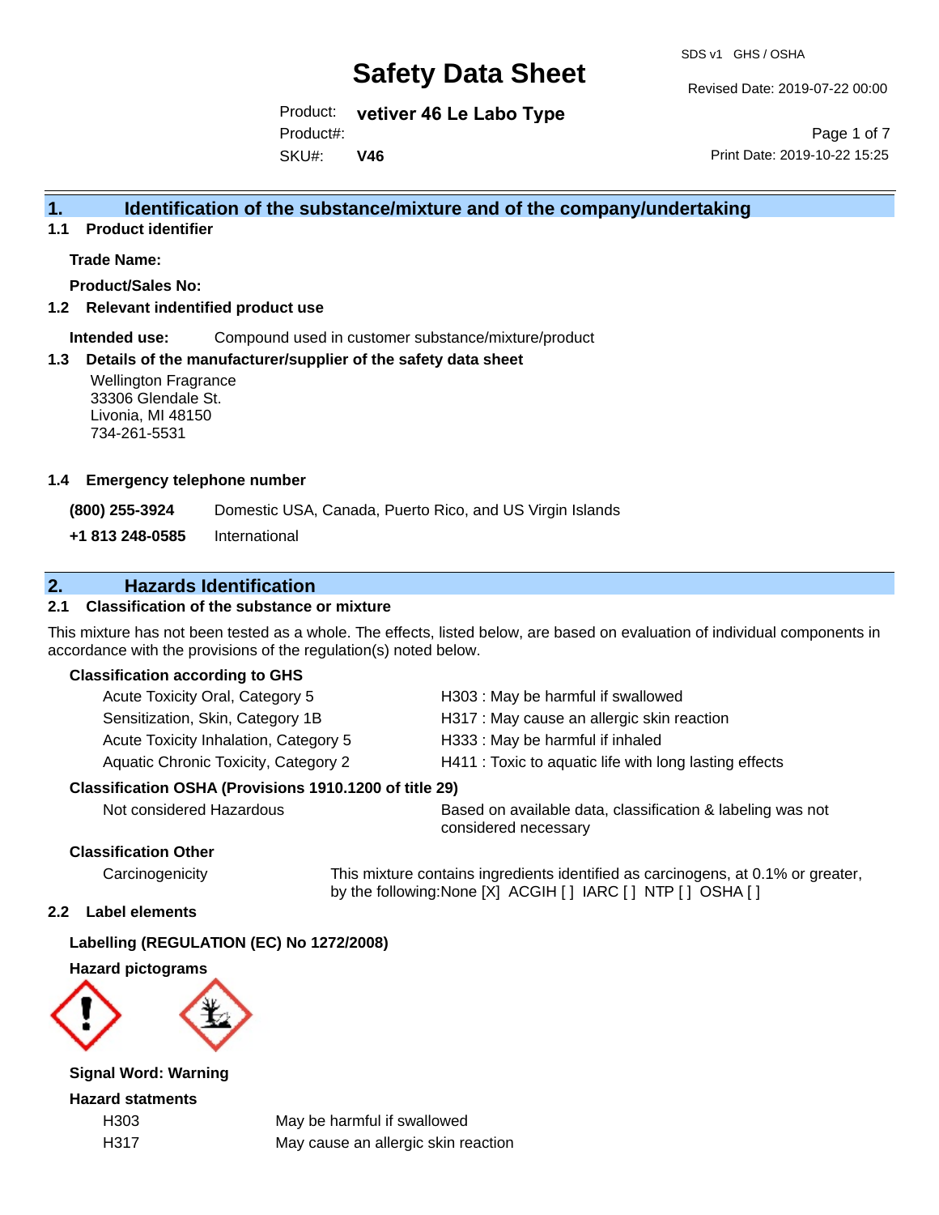# Safety Data Sheet

SDS v1 GHS / OSHA

Revised Date: 2019-07-22 00:00

Product: **vetiver 46 Le Labo Type**

Product#:

SKU#: **V46**

Print Date: 2019-10-22 15:25

## 1. Identification of the substance/mixture and of the company/undertaking

### 1.1 Product identifier

**Trade Name:**

**Product/Sales No:**

### 1.2 Relevant indentified product use

**Intended use:** Compound used in customer substance/mixture/product

### 1.3 Details of the manufacturer/supplier of the safety data sheet

Wellington Fragrance
33306 Glendale St.
Livonia, MI 48150
734-261-5531

### 1.4 Emergency telephone number

| | |
|---|---|
| **(800) 255-3924** | Domestic USA, Canada, Puerto Rico, and US Virgin Islands |
| **+1 813 248-0585** | International |

## 2. Hazards Identification

### 2.1 Classification of the substance or mixture

This mixture has not been tested as a whole. The effects, listed below, are based on evaluation of individual components in accordance with the provisions of the regulation(s) noted below.

**Classification according to GHS**

| | |
|---|---|
| Acute Toxicity Oral, Category 5 | H303 : May be harmful if swallowed |
| Sensitization, Skin, Category 1B | H317 : May cause an allergic skin reaction |
| Acute Toxicity Inhalation, Category 5 | H333 : May be harmful if inhaled |
| Aquatic Chronic Toxicity, Category 2 | H411 : Toxic to aquatic life with long lasting effects |

**Classification OSHA (Provisions 1910.1200 of title 29)**

| | |
|---|---|
| Not considered Hazardous | Based on available data, classification & labeling was not considered necessary |

**Classification Other**

| | |
|---|---|
| Carcinogenicity | This mixture contains ingredients identified as carcinogens, at 0.1% or greater, by the following:None [X] ACGIH [ ] IARC [ ] NTP [ ] OSHA [ ] |

### 2.2 Label elements

**Labelling (REGULATION (EC) No 1272/2008)**

**Hazard pictograms**

**Signal Word: Warning**

**Hazard statments**

| | |
|---|---|
| H303 | May be harmful if swallowed |
| H317 | May cause an allergic skin reaction |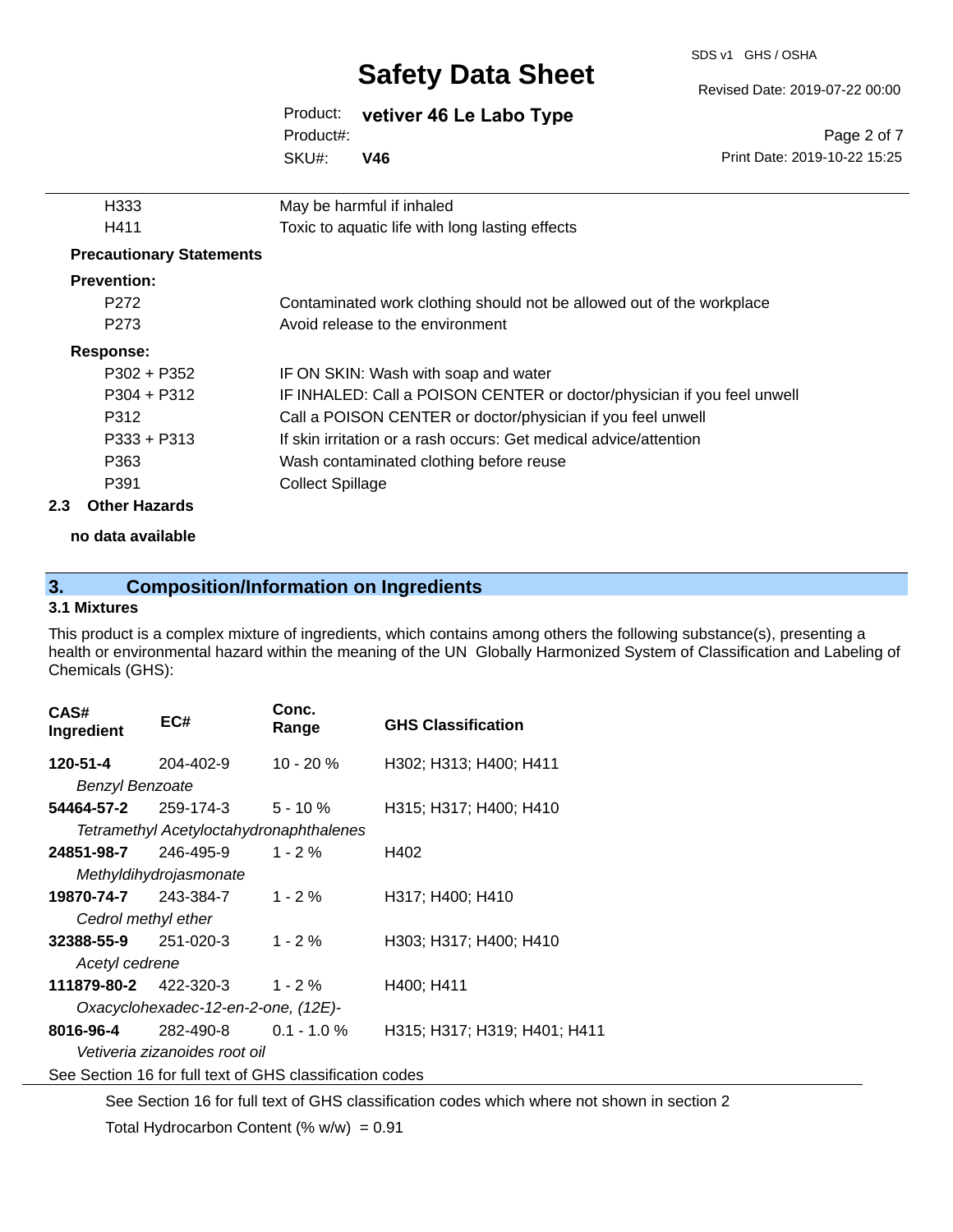| | |
|---|---|
| H333 | May be harmful if inhaled |
| H411 | Toxic to aquatic life with long lasting effects |

**Precautionary Statements**

**Prevention:**

| | |
|---|---|
| P272 | Contaminated work clothing should not be allowed out of the workplace |
| P273 | Avoid release to the environment |

**Response:**

| | |
|---|---|
| P302 + P352 | IF ON SKIN: Wash with soap and water |
| P304 + P312 | IF INHALED: Call a POISON CENTER or doctor/physician if you feel unwell |
| P312 | Call a POISON CENTER or doctor/physician if you feel unwell |
| P333 + P313 | If skin irritation or a rash occurs: Get medical advice/attention |
| P363 | Wash contaminated clothing before reuse |
| P391 | Collect Spillage |

### 2.3 Other Hazards

**no data available**

## 3. Composition/Information on Ingredients

### 3.1 Mixtures

This product is a complex mixture of ingredients, which contains among others the following substance(s), presenting a health or environmental hazard within the meaning of the UN Globally Harmonized System of Classification and Labeling of Chemicals (GHS):

| CAS# Ingredient | EC# | Conc. Range | GHS Classification |
|---|---|---|---|
| **120-51-4** *Benzyl Benzoate* | 204-402-9 | 10 - 20 % | H302; H313; H400; H411 |
| **54464-57-2** *Tetramethyl Acetyloctahydronaphthalenes* | 259-174-3 | 5 - 10 % | H315; H317; H400; H410 |
| **24851-98-7** *Methyldihydrojasmonate* | 246-495-9 | 1 - 2 % | H402 |
| **19870-74-7** *Cedrol methyl ether* | 243-384-7 | 1 - 2 % | H317; H400; H410 |
| **32388-55-9** *Acetyl cedrene* | 251-020-3 | 1 - 2 % | H303; H317; H400; H410 |
| **111879-80-2** *Oxacyclohexadec-12-en-2-one, (12E)-* | 422-320-3 | 1 - 2 % | H400; H411 |
| **8016-96-4** *Vetiveria zizanoides root oil* | 282-490-8 | 0.1 - 1.0 % | H315; H317; H319; H401; H411 |

See Section 16 for full text of GHS classification codes

See Section 16 for full text of GHS classification codes which where not shown in section 2

Total Hydrocarbon Content (% w/w) = 0.91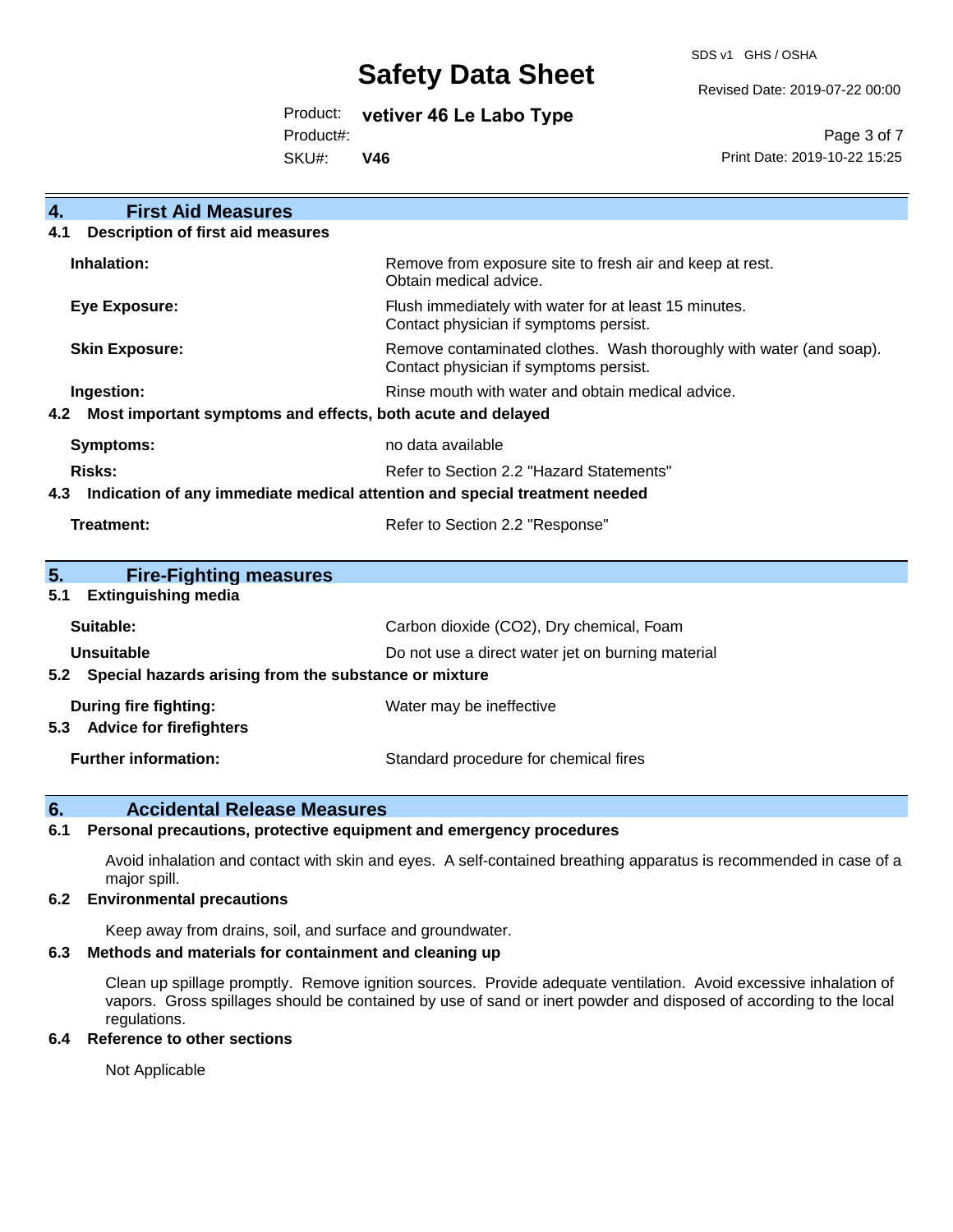## 4. First Aid Measures

### 4.1 Description of first aid measures

| | |
|---|---|
| **Inhalation:** | Remove from exposure site to fresh air and keep at rest. Obtain medical advice. |
| **Eye Exposure:** | Flush immediately with water for at least 15 minutes. Contact physician if symptoms persist. |
| **Skin Exposure:** | Remove contaminated clothes. Wash thoroughly with water (and soap). Contact physician if symptoms persist. |
| **Ingestion:** | Rinse mouth with water and obtain medical advice. |

### 4.2 Most important symptoms and effects, both acute and delayed

| | |
|---|---|
| **Symptoms:** | no data available |
| **Risks:** | Refer to Section 2.2 "Hazard Statements" |

### 4.3 Indication of any immediate medical attention and special treatment needed

| | |
|---|---|
| **Treatment:** | Refer to Section 2.2 "Response" |

## 5. Fire-Fighting measures

### 5.1 Extinguishing media

| | |
|---|---|
| **Suitable:** | Carbon dioxide ($CO_2$), Dry chemical, Foam |
| **Unsuitable** | Do not use a direct water jet on burning material |

### 5.2 Special hazards arising from the substance or mixture

| | |
|---|---|
| **During fire fighting:** | Water may be ineffective |

### 5.3 Advice for firefighters

| | |
|---|---|
| **Further information:** | Standard procedure for chemical fires |

## 6. Accidental Release Measures

### 6.1 Personal precautions, protective equipment and emergency procedures

Avoid inhalation and contact with skin and eyes. A self-contained breathing apparatus is recommended in case of a major spill.

### 6.2 Environmental precautions

Keep away from drains, soil, and surface and groundwater.

### 6.3 Methods and materials for containment and cleaning up

Clean up spillage promptly. Remove ignition sources. Provide adequate ventilation. Avoid excessive inhalation of vapors. Gross spillages should be contained by use of sand or inert powder and disposed of according to the local regulations.

### 6.4 Reference to other sections

Not Applicable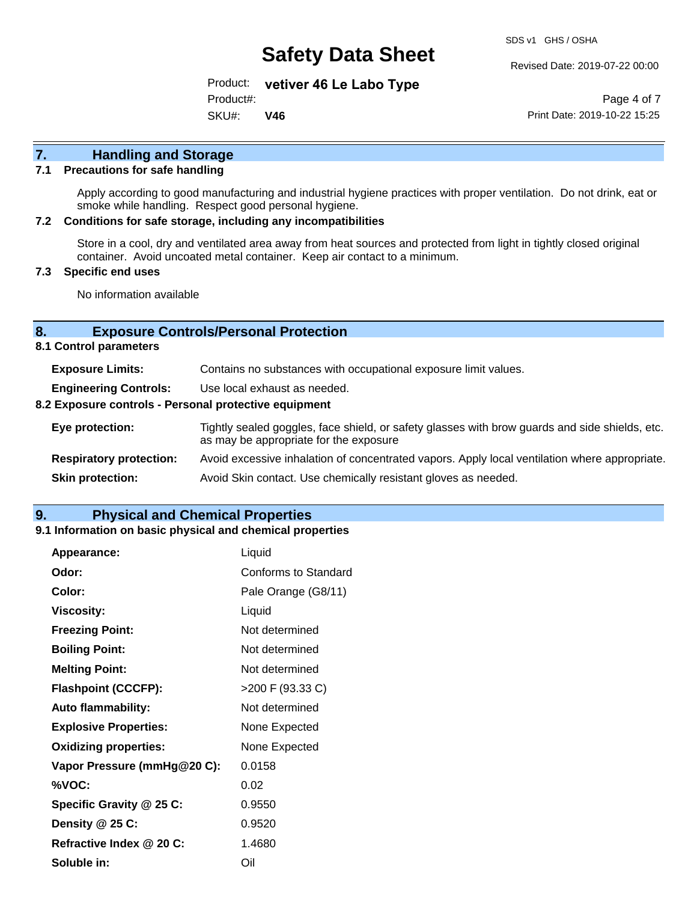## 7. Handling and Storage

### 7.1 Precautions for safe handling

Apply according to good manufacturing and industrial hygiene practices with proper ventilation. Do not drink, eat or smoke while handling. Respect good personal hygiene.

### 7.2 Conditions for safe storage, including any incompatibilities

Store in a cool, dry and ventilated area away from heat sources and protected from light in tightly closed original container. Avoid uncoated metal container. Keep air contact to a minimum.

### 7.3 Specific end uses

No information available

## 8. Exposure Controls/Personal Protection

### 8.1 Control parameters

| | |
|---|---|
| **Exposure Limits:** | Contains no substances with occupational exposure limit values. |
| **Engineering Controls:** | Use local exhaust as needed. |

### 8.2 Exposure controls - Personal protective equipment

| | |
|---|---|
| **Eye protection:** | Tightly sealed goggles, face shield, or safety glasses with brow guards and side shields, etc. as may be appropriate for the exposure |
| **Respiratory protection:** | Avoid excessive inhalation of concentrated vapors. Apply local ventilation where appropriate. |
| **Skin protection:** | Avoid Skin contact. Use chemically resistant gloves as needed. |

## 9. Physical and Chemical Properties

### 9.1 Information on basic physical and chemical properties

| | |
|---|---|
| **Appearance:** | Liquid |
| **Odor:** | Conforms to Standard |
| **Color:** | Pale Orange (G8/11) |
| **Viscosity:** | Liquid |
| **Freezing Point:** | Not determined |
| **Boiling Point:** | Not determined |
| **Melting Point:** | Not determined |
| **Flashpoint (CCCFP):** | >200 F (93.33 C) |
| **Auto flammability:** | Not determined |
| **Explosive Properties:** | None Expected |
| **Oxidizing properties:** | None Expected |
| **Vapor Pressure (mmHg@20 C):** | 0.0158 |
| **%VOC:** | 0.02 |
| **Specific Gravity @ 25 C:** | 0.9550 |
| **Density @ 25 C:** | 0.9520 |
| **Refractive Index @ 20 C:** | 1.4680 |
| **Soluble in:** | Oil |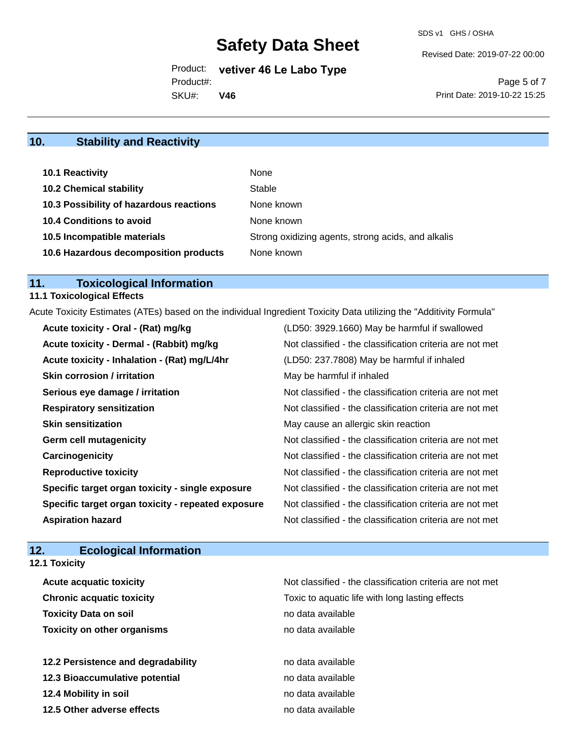## 10. Stability and Reactivity

| | |
|---|---|
| **10.1 Reactivity** | None |
| **10.2 Chemical stability** | Stable |
| **10.3 Possibility of hazardous reactions** | None known |
| **10.4 Conditions to avoid** | None known |
| **10.5 Incompatible materials** | Strong oxidizing agents, strong acids, and alkalis |
| **10.6 Hazardous decomposition products** | None known |

## 11. Toxicological Information

**11.1 Toxicological Effects**

Acute Toxicity Estimates (ATEs) based on the individual Ingredient Toxicity Data utilizing the "Additivity Formula"

| | |
|---|---|
| **Acute toxicity - Oral - (Rat) mg/kg** | (LD50: 3929.1660) May be harmful if swallowed |
| **Acute toxicity - Dermal - (Rabbit) mg/kg** | Not classified - the classification criteria are not met |
| **Acute toxicity - Inhalation - (Rat) mg/L/4hr** | (LD50: 237.7808) May be harmful if inhaled |
| **Skin corrosion / irritation** | May be harmful if inhaled |
| **Serious eye damage / irritation** | Not classified - the classification criteria are not met |
| **Respiratory sensitization** | Not classified - the classification criteria are not met |
| **Skin sensitization** | May cause an allergic skin reaction |
| **Germ cell mutagenicity** | Not classified - the classification criteria are not met |
| **Carcinogenicity** | Not classified - the classification criteria are not met |
| **Reproductive toxicity** | Not classified - the classification criteria are not met |
| **Specific target organ toxicity - single exposure** | Not classified - the classification criteria are not met |
| **Specific target organ toxicity - repeated exposure** | Not classified - the classification criteria are not met |
| **Aspiration hazard** | Not classified - the classification criteria are not met |

## 12. Ecological Information

**12.1 Toxicity**

| | |
|---|---|
| **Acute acquatic toxicity** | Not classified - the classification criteria are not met |
| **Chronic acquatic toxicity** | Toxic to aquatic life with long lasting effects |
| **Toxicity Data on soil** | no data available |
| **Toxicity on other organisms** | no data available |

| | |
|---|---|
| **12.2 Persistence and degradability** | no data available |
| **12.3 Bioaccumulative potential** | no data available |
| **12.4 Mobility in soil** | no data available |
| **12.5 Other adverse effects** | no data available |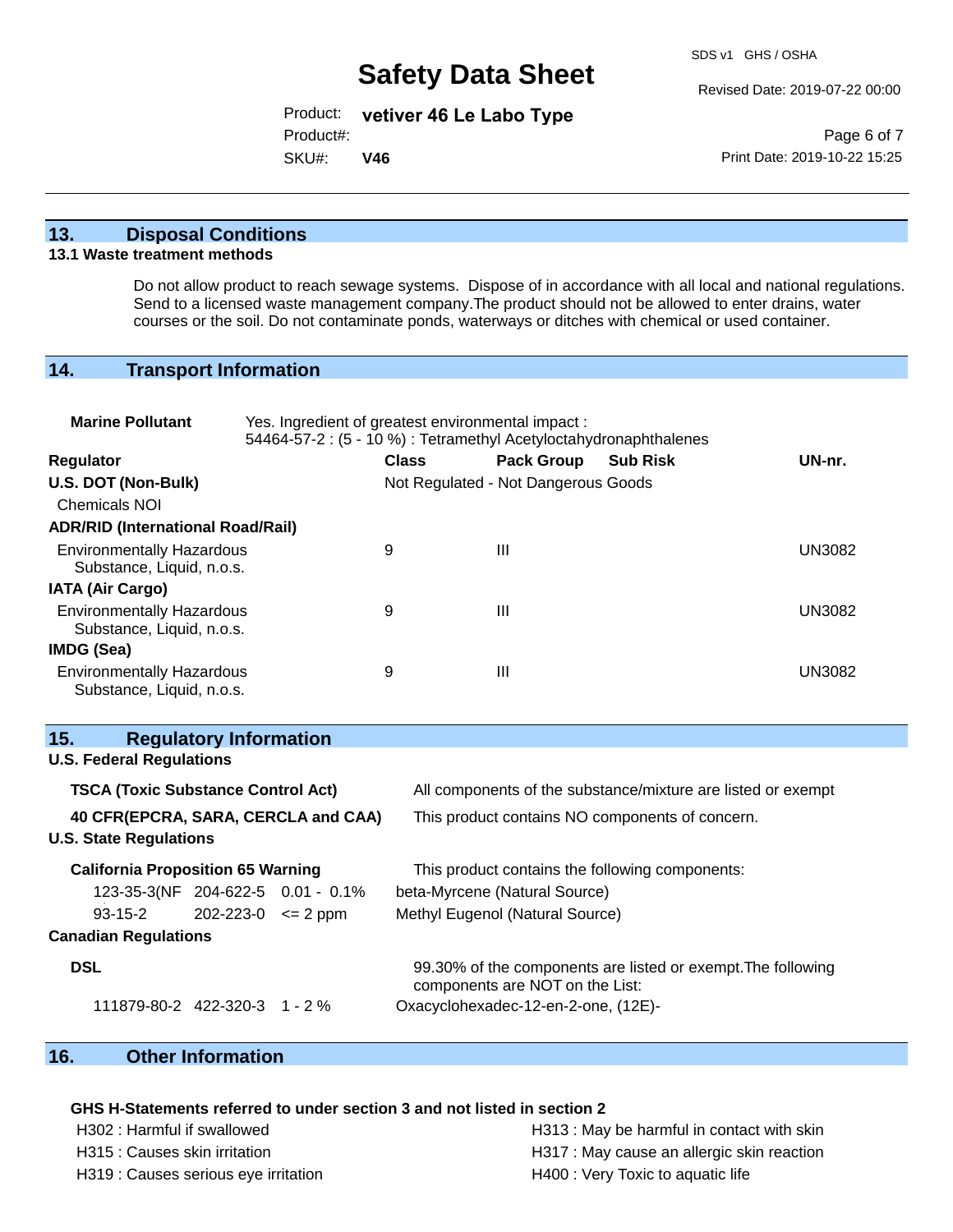## 13. Disposal Conditions

### 13.1 Waste treatment methods

Do not allow product to reach sewage systems. Dispose of in accordance with all local and national regulations. Send to a licensed waste management company.The product should not be allowed to enter drains, water courses or the soil. Do not contaminate ponds, waterways or ditches with chemical or used container.

## 14. Transport Information

**Marine Pollutant** Yes. Ingredient of greatest environmental impact :
54464-57-2 : (5 - 10 %) : Tetramethyl Acetyloctahydronaphthalenes

| Regulator | Class | Pack Group | Sub Risk | UN-nr. |
|---|---|---|---|---|
| **U.S. DOT (Non-Bulk)** | Not Regulated - Not Dangerous Goods | | | |
| Chemicals NOI | | | | |
| **ADR/RID (International Road/Rail)** | | | | |
| Environmentally Hazardous Substance, Liquid, n.o.s. | 9 | III | | UN3082 |
| **IATA (Air Cargo)** | | | | |
| Environmentally Hazardous Substance, Liquid, n.o.s. | 9 | III | | UN3082 |
| **IMDG (Sea)** | | | | |
| Environmentally Hazardous Substance, Liquid, n.o.s. | 9 | III | | UN3082 |

## 15. Regulatory Information

**U.S. Federal Regulations**

**TSCA (Toxic Substance Control Act)** All components of the substance/mixture are listed or exempt

**40 CFR(EPCRA, SARA, CERCLA and CAA)** This product contains NO components of concern.

**U.S. State Regulations**

**California Proposition 65 Warning** This product contains the following components:

| | | | |
|---|---|---|---|
| 123-35-3(NF | 204-622-5 | 0.01 - 0.1% | beta-Myrcene (Natural Source) |
| 93-15-2 | 202-223-0 | <= 2 ppm | Methyl Eugenol (Natural Source) |

**Canadian Regulations**

**DSL** 99.30% of the components are listed or exempt.The following components are NOT on the List:

| | | | |
|---|---|---|---|
| 111879-80-2 | 422-320-3 | 1 - 2 % | Oxacyclohexadec-12-en-2-one, (12E)- |

## 16. Other Information

**GHS H-Statements referred to under section 3 and not listed in section 2**

- H302 : Harmful if swallowed
- H315 : Causes skin irritation
- H319 : Causes serious eye irritation
- H313 : May be harmful in contact with skin
- H317 : May cause an allergic skin reaction
- H400 : Very Toxic to aquatic life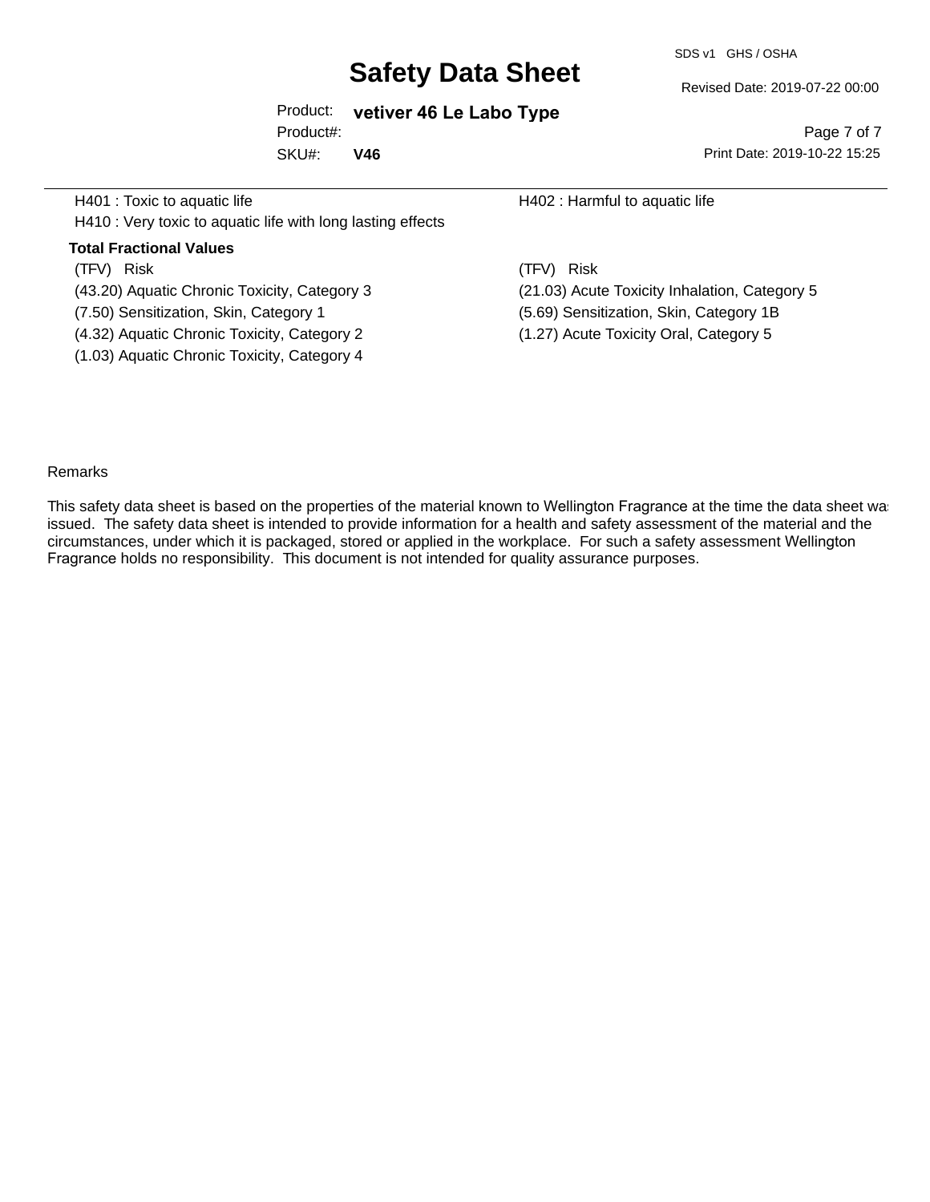H401 : Toxic to aquatic life

H402 : Harmful to aquatic life

H410 : Very toxic to aquatic life with long lasting effects

**Total Fractional Values**

(TFV) Risk

(43.20) Aquatic Chronic Toxicity, Category 3

(7.50) Sensitization, Skin, Category 1

(4.32) Aquatic Chronic Toxicity, Category 2

(1.03) Aquatic Chronic Toxicity, Category 4

(TFV) Risk

(21.03) Acute Toxicity Inhalation, Category 5

(5.69) Sensitization, Skin, Category 1B

(1.27) Acute Toxicity Oral, Category 5

Remarks

This safety data sheet is based on the properties of the material known to Wellington Fragrance at the time the data sheet was issued. The safety data sheet is intended to provide information for a health and safety assessment of the material and the circumstances, under which it is packaged, stored or applied in the workplace. For such a safety assessment Wellington Fragrance holds no responsibility. This document is not intended for quality assurance purposes.